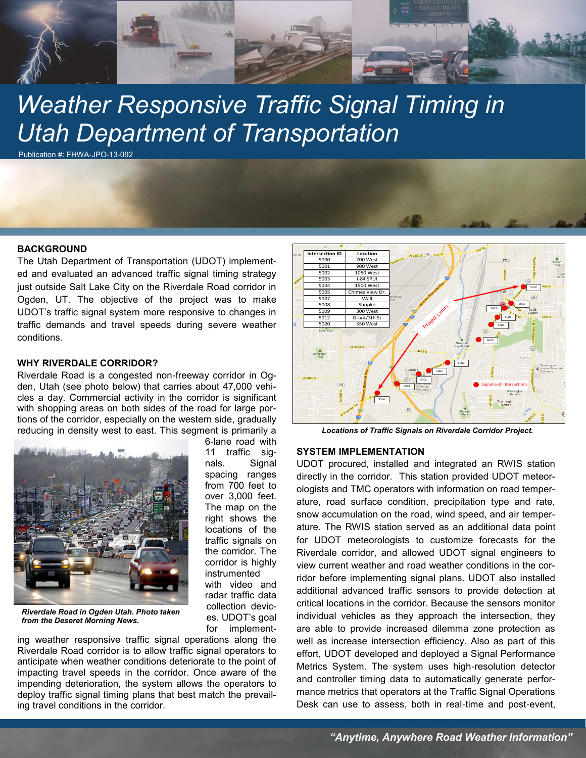# Weather Responsive Traffic Signal Timing in Utah Department of Transportation

Publication #: FHWA-JPO-13-092

## BACKGROUND

The Utah Department of Transportation (UDOT) implemented and evaluated an advanced traffic signal timing strategy just outside Salt Lake City on the Riverdale Road corridor in Ogden, UT. The objective of the project was to make UDOT's traffic signal system more responsive to changes in traffic demands and travel speeds during severe weather conditions.

## WHY RIVERDALE CORRIDOR?

Riverdale Road is a congested non-freeway corridor in Ogden, Utah (see photo below) that carries about 47,000 vehicles a day. Commercial activity in the corridor is significant with shopping areas on both sides of the road for large portions of the corridor, especially on the western side, gradually reducing in density west to east. This segment is primarily a 6-lane road with 11 traffic signals. Signal spacing ranges from 700 feet to over 3,000 feet. The map on the right shows the locations of the traffic signals on the corridor. The corridor is highly instrumented with video and radar traffic data collection devices. UDOT's goal for implementing weather responsive traffic signal operations along the Riverdale Road corridor is to allow traffic signal operators to anticipate when weather conditions deteriorate to the point of impacting travel speeds in the corridor. Once aware of the impending deterioration, the system allows the operators to deploy traffic signal timing plans that best match the prevailing travel conditions in the corridor.

*Riverdale Road in Ogden Utah. Photo taken from the Deseret Morning News.*

| Intersection ID | Location |
|---|---|
| 5000 | 700 West |
| 5001 | 900 West |
| 5002 | 1050 West |
| 5003 | I-84 SPUI |
| 5004 | 1500 West |
| 5005 | Chimes View Dr. |
| 5007 | Wall |
| 5008 | Shopko |
| 5009 | 300 West |
| 5012 | Grant/3th St |
| 5020 | 550 West |

*Locations of Traffic Signals on Riverdale Corridor Project.*

## SYSTEM IMPLEMENTATION

UDOT procured, installed and integrated an RWIS station directly in the corridor. This station provided UDOT meteorologists and TMC operators with information on road temperature, road surface condition, precipitation type and rate, snow accumulation on the road, wind speed, and air temperature. The RWIS station served as an additional data point for UDOT meteorologists to customize forecasts for the Riverdale corridor, and allowed UDOT signal engineers to view current weather and road weather conditions in the corridor before implementing signal plans. UDOT also installed additional advanced traffic sensors to provide detection at critical locations in the corridor. Because the sensors monitor individual vehicles as they approach the intersection, they are able to provide increased dilemma zone protection as well as increase intersection efficiency. Also as part of this effort, UDOT developed and deployed a Signal Performance Metrics System. The system uses high-resolution detector and controller timing data to automatically generate performance metrics that operators at the Traffic Signal Operations Desk can use to assess, both in real-time and post-event,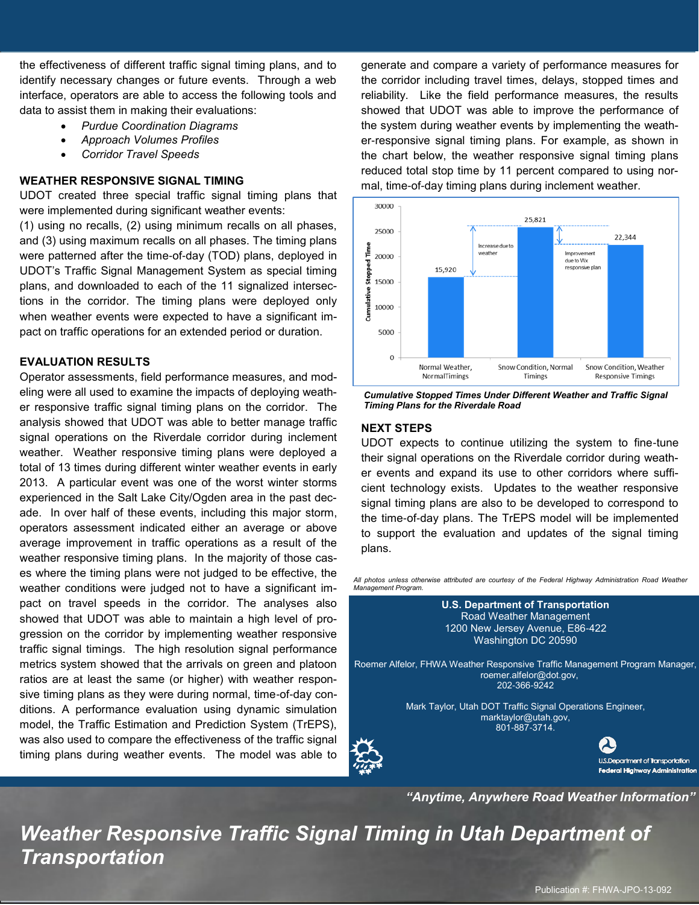the effectiveness of different traffic signal timing plans, and to identify necessary changes or future events. Through a web interface, operators are able to access the following tools and data to assist them in making their evaluations:

- *Purdue Coordination Diagrams*
- *Approach Volumes Profiles*
- *Corridor Travel Speeds*

### WEATHER RESPONSIVE SIGNAL TIMING

UDOT created three special traffic signal timing plans that were implemented during significant weather events: (1) using no recalls, (2) using minimum recalls on all phases, and (3) using maximum recalls on all phases. The timing plans were patterned after the time-of-day (TOD) plans, deployed in UDOT's Traffic Signal Management System as special timing plans, and downloaded to each of the 11 signalized intersections in the corridor. The timing plans were deployed only when weather events were expected to have a significant impact on traffic operations for an extended period or duration.

### EVALUATION RESULTS

Operator assessments, field performance measures, and modeling were all used to examine the impacts of deploying weather responsive traffic signal timing plans on the corridor. The analysis showed that UDOT was able to better manage traffic signal operations on the Riverdale corridor during inclement weather. Weather responsive timing plans were deployed a total of 13 times during different winter weather events in early 2013. A particular event was one of the worst winter storms experienced in the Salt Lake City/Ogden area in the past decade. In over half of these events, including this major storm, operators assessment indicated either an average or above average improvement in traffic operations as a result of the weather responsive timing plans. In the majority of those cases where the timing plans were not judged to be effective, the weather conditions were judged not to have a significant impact on travel speeds in the corridor. The analyses also showed that UDOT was able to maintain a high level of progression on the corridor by implementing weather responsive traffic signal timings. The high resolution signal performance metrics system showed that the arrivals on green and platoon ratios are at least the same (or higher) with weather responsive timing plans as they were during normal, time-of-day conditions. A performance evaluation using dynamic simulation model, the Traffic Estimation and Prediction System (TrEPS), was also used to compare the effectiveness of the traffic signal timing plans during weather events. The model was able to generate and compare a variety of performance measures for the corridor including travel times, delays, stopped times and reliability. Like the field performance measures, the results showed that UDOT was able to improve the performance of the system during weather events by implementing the weather-responsive signal timing plans. For example, as shown in the chart below, the weather responsive signal timing plans reduced total stop time by 11 percent compared to using normal, time-of-day timing plans during inclement weather.

Cumulative Stopped Time
30000
25000
20000
15000
10000
5000
0
15,920
25,821
22,344
Increase due to weather
Improvement due to Wx responsive plan
Normal Weather, NormalTimings
Snow Condition, Normal Timings
Snow Condition, Weather Responsive Timings

***Cumulative Stopped Times Under Different Weather and Traffic Signal Timing Plans for the Riverdale Road***

### NEXT STEPS

UDOT expects to continue utilizing the system to fine-tune their signal operations on the Riverdale corridor during weather events and expand its use to other corridors where sufficient technology exists. Updates to the weather responsive signal timing plans are also to be developed to correspond to the time-of-day plans. The TrEPS model will be implemented to support the evaluation and updates of the signal timing plans.

*All photos unless otherwise attributed are courtesy of the Federal Highway Administration Road Weather Management Program.*

**U.S. Department of Transportation**
Road Weather Management
1200 New Jersey Avenue, E86-422
Washington DC 20590

Roemer Alfelor, FHWA Weather Responsive Traffic Management Program Manager, roemer.alfelor@dot.gov, 202-366-9242

Mark Taylor, Utah DOT Traffic Signal Operations Engineer, marktaylor@utah.gov, 801-887-3714.

U.S. Department of Transportation
Federal Highway Administration

***"Anytime, Anywhere Road Weather Information"***

## *Weather Responsive Traffic Signal Timing in Utah Department of Transportation*

Publication #: FHWA-JPO-13-092